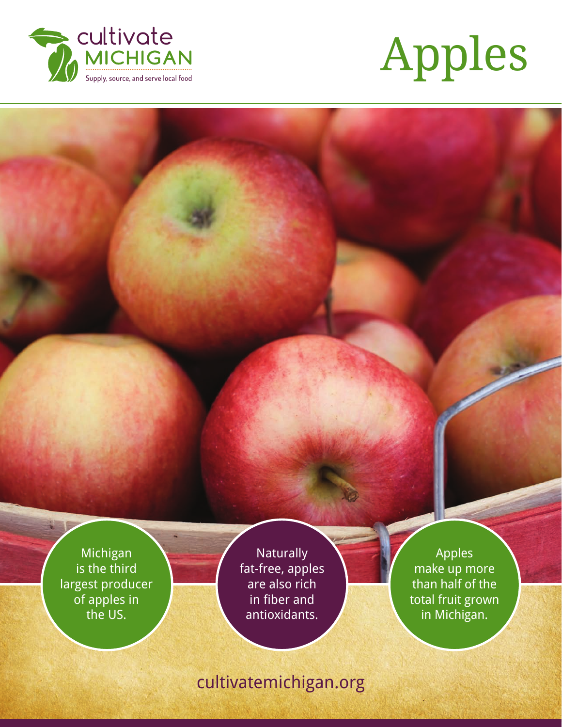cultivate MICHIGAN

Supply, source, and serve local food

# Apples

Michigan is the third largest producer of apples in the US.

Naturally fat-free, apples are also rich in fiber and antioxidants.

Apples make up more than half of the total fruit grown in Michigan.

cultivatemichigan.org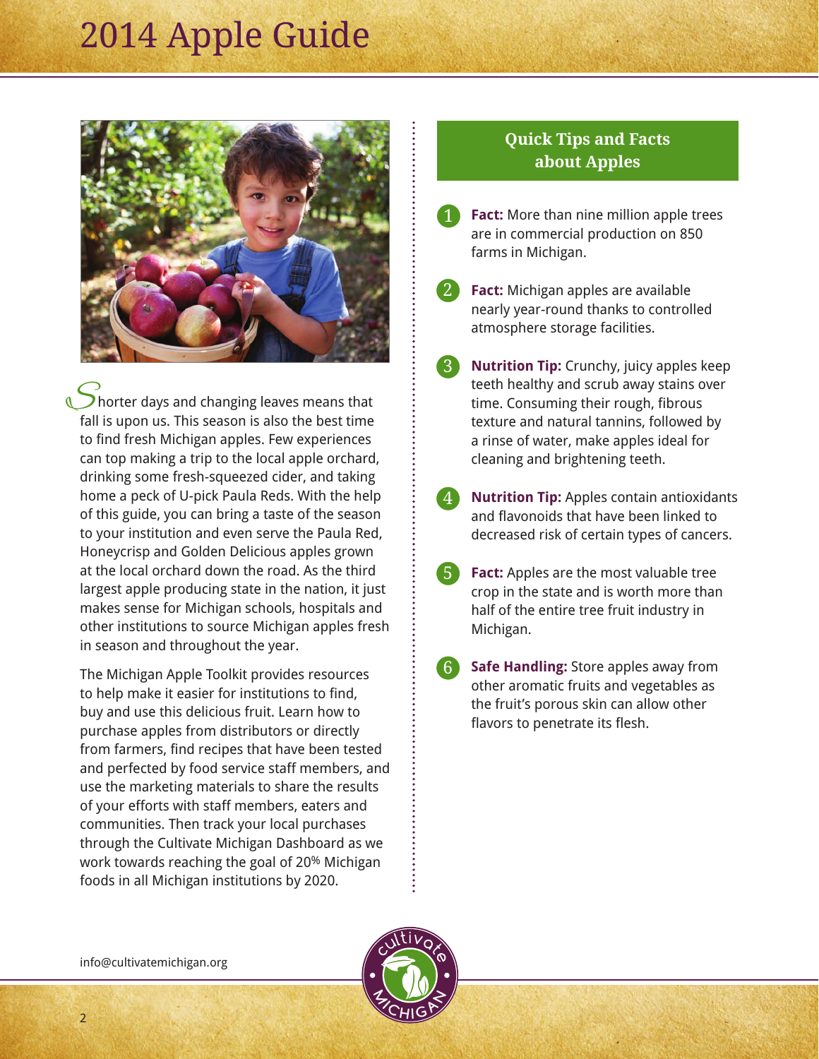# 2014 Apple Guide

Shorter days and changing leaves means that fall is upon us. This season is also the best time to find fresh Michigan apples. Few experiences can top making a trip to the local apple orchard, drinking some fresh-squeezed cider, and taking home a peck of U-pick Paula Reds. With the help of this guide, you can bring a taste of the season to your institution and even serve the Paula Red, Honeycrisp and Golden Delicious apples grown at the local orchard down the road. As the third largest apple producing state in the nation, it just makes sense for Michigan schools, hospitals and other institutions to source Michigan apples fresh in season and throughout the year.

The Michigan Apple Toolkit provides resources to help make it easier for institutions to find, buy and use this delicious fruit. Learn how to purchase apples from distributors or directly from farmers, find recipes that have been tested and perfected by food service staff members, and use the marketing materials to share the results of your efforts with staff members, eaters and communities. Then track your local purchases through the Cultivate Michigan Dashboard as we work towards reaching the goal of 20% Michigan foods in all Michigan institutions by 2020.

## Quick Tips and Facts about Apples

1. **Fact:** More than nine million apple trees are in commercial production on 850 farms in Michigan.
2. **Fact:** Michigan apples are available nearly year-round thanks to controlled atmosphere storage facilities.
3. **Nutrition Tip:** Crunchy, juicy apples keep teeth healthy and scrub away stains over time. Consuming their rough, fibrous texture and natural tannins, followed by a rinse of water, make apples ideal for cleaning and brightening teeth.
4. **Nutrition Tip:** Apples contain antioxidants and flavonoids that have been linked to decreased risk of certain types of cancers.
5. **Fact:** Apples are the most valuable tree crop in the state and is worth more than half of the entire tree fruit industry in Michigan.
6. **Safe Handling:** Store apples away from other aromatic fruits and vegetables as the fruit's porous skin can allow other flavors to penetrate its flesh.

info@cultivatemichigan.org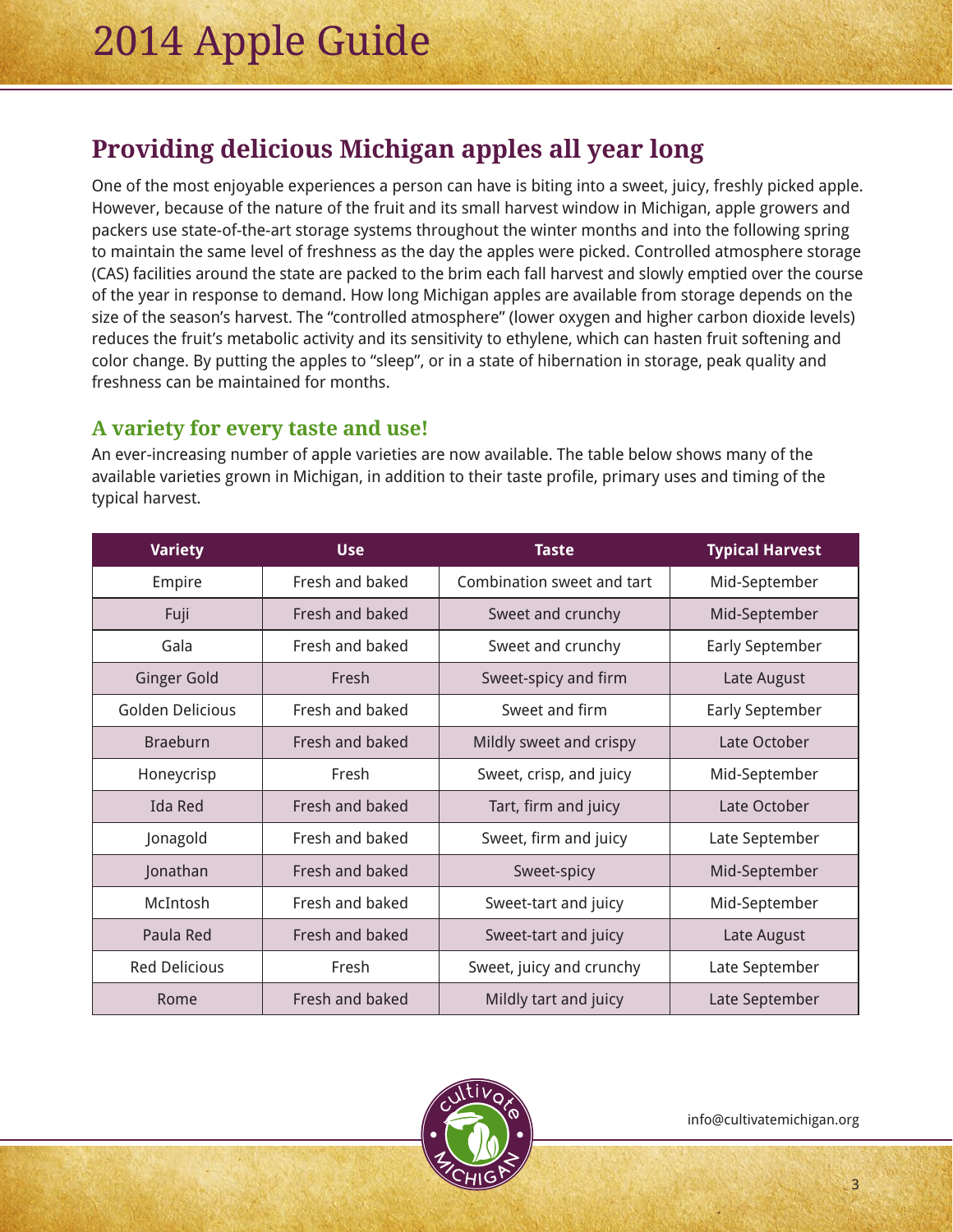# 2014 Apple Guide

## Providing delicious Michigan apples all year long

One of the most enjoyable experiences a person can have is biting into a sweet, juicy, freshly picked apple. However, because of the nature of the fruit and its small harvest window in Michigan, apple growers and packers use state-of-the-art storage systems throughout the winter months and into the following spring to maintain the same level of freshness as the day the apples were picked. Controlled atmosphere storage (CAS) facilities around the state are packed to the brim each fall harvest and slowly emptied over the course of the year in response to demand. How long Michigan apples are available from storage depends on the size of the season's harvest. The "controlled atmosphere" (lower oxygen and higher carbon dioxide levels) reduces the fruit's metabolic activity and its sensitivity to ethylene, which can hasten fruit softening and color change. By putting the apples to "sleep", or in a state of hibernation in storage, peak quality and freshness can be maintained for months.

### A variety for every taste and use!

An ever-increasing number of apple varieties are now available. The table below shows many of the available varieties grown in Michigan, in addition to their taste profile, primary uses and timing of the typical harvest.

| Variety | Use | Taste | Typical Harvest |
|---|---|---|---|
| Empire | Fresh and baked | Combination sweet and tart | Mid-September |
| Fuji | Fresh and baked | Sweet and crunchy | Mid-September |
| Gala | Fresh and baked | Sweet and crunchy | Early September |
| Ginger Gold | Fresh | Sweet-spicy and firm | Late August |
| Golden Delicious | Fresh and baked | Sweet and firm | Early September |
| Braeburn | Fresh and baked | Mildly sweet and crispy | Late October |
| Honeycrisp | Fresh | Sweet, crisp, and juicy | Mid-September |
| Ida Red | Fresh and baked | Tart, firm and juicy | Late October |
| Jonagold | Fresh and baked | Sweet, firm and juicy | Late September |
| Jonathan | Fresh and baked | Sweet-spicy | Mid-September |
| McIntosh | Fresh and baked | Sweet-tart and juicy | Mid-September |
| Paula Red | Fresh and baked | Sweet-tart and juicy | Late August |
| Red Delicious | Fresh | Sweet, juicy and crunchy | Late September |
| Rome | Fresh and baked | Mildly tart and juicy | Late September |

info@cultivatemichigan.org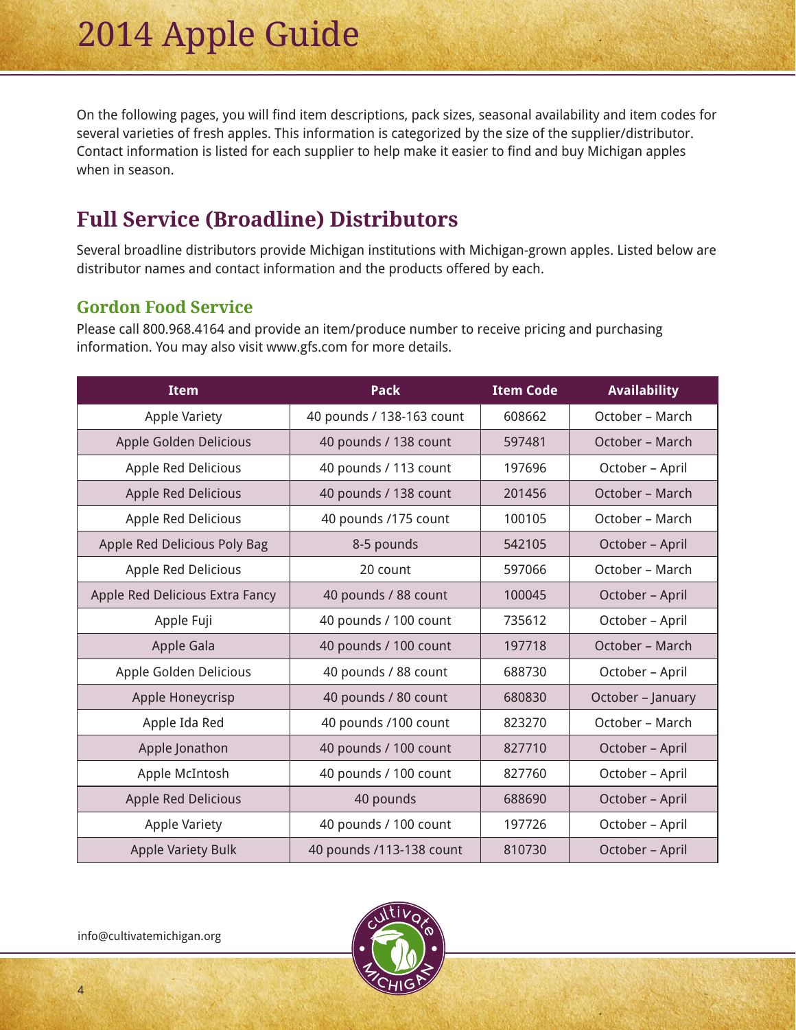# 2014 Apple Guide

On the following pages, you will find item descriptions, pack sizes, seasonal availability and item codes for several varieties of fresh apples. This information is categorized by the size of the supplier/distributor. Contact information is listed for each supplier to help make it easier to find and buy Michigan apples when in season.

## Full Service (Broadline) Distributors

Several broadline distributors provide Michigan institutions with Michigan-grown apples. Listed below are distributor names and contact information and the products offered by each.

### Gordon Food Service

Please call 800.968.4164 and provide an item/produce number to receive pricing and purchasing information. You may also visit www.gfs.com for more details.

| Item | Pack | Item Code | Availability |
|---|---|---|---|
| Apple Variety | 40 pounds / 138-163 count | 608662 | October – March |
| Apple Golden Delicious | 40 pounds / 138 count | 597481 | October – March |
| Apple Red Delicious | 40 pounds / 113 count | 197696 | October – April |
| Apple Red Delicious | 40 pounds / 138 count | 201456 | October – March |
| Apple Red Delicious | 40 pounds /175 count | 100105 | October – March |
| Apple Red Delicious Poly Bag | 8-5 pounds | 542105 | October – April |
| Apple Red Delicious | 20 count | 597066 | October – March |
| Apple Red Delicious Extra Fancy | 40 pounds / 88 count | 100045 | October – April |
| Apple Fuji | 40 pounds / 100 count | 735612 | October – April |
| Apple Gala | 40 pounds / 100 count | 197718 | October – March |
| Apple Golden Delicious | 40 pounds / 88 count | 688730 | October – April |
| Apple Honeycrisp | 40 pounds / 80 count | 680830 | October – January |
| Apple Ida Red | 40 pounds /100 count | 823270 | October – March |
| Apple Jonathon | 40 pounds / 100 count | 827710 | October – April |
| Apple McIntosh | 40 pounds / 100 count | 827760 | October – April |
| Apple Red Delicious | 40 pounds | 688690 | October – April |
| Apple Variety | 40 pounds / 100 count | 197726 | October – April |
| Apple Variety Bulk | 40 pounds /113-138 count | 810730 | October – April |

info@cultivatemichigan.org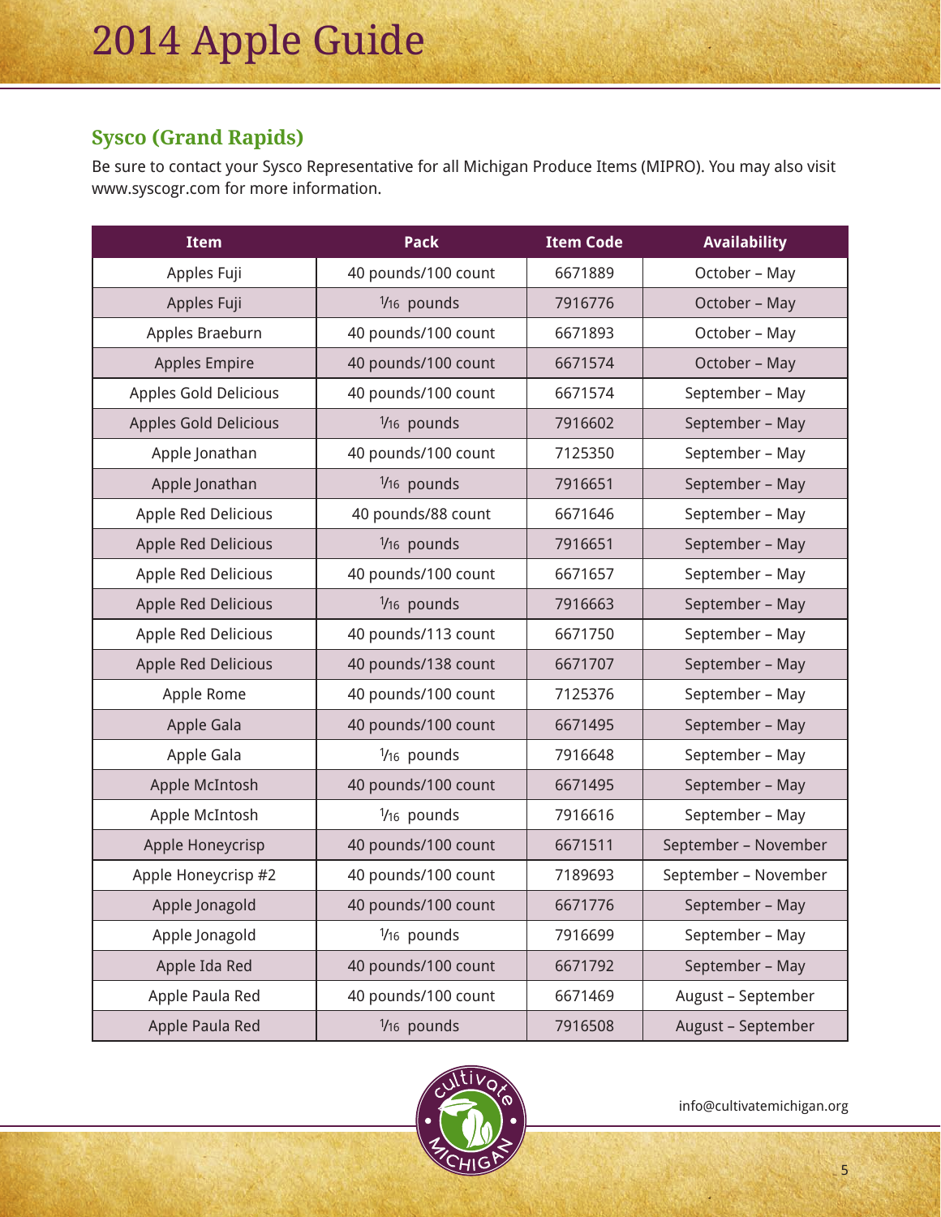# 2014 Apple Guide

## Sysco (Grand Rapids)

Be sure to contact your Sysco Representative for all Michigan Produce Items (MIPRO). You may also visit www.syscogr.com for more information.

| Item | Pack | Item Code | Availability |
|---|---|---|---|
| Apples Fuji | 40 pounds/100 count | 6671889 | October – May |
| Apples Fuji | 1/16 pounds | 7916776 | October – May |
| Apples Braeburn | 40 pounds/100 count | 6671893 | October – May |
| Apples Empire | 40 pounds/100 count | 6671574 | October – May |
| Apples Gold Delicious | 40 pounds/100 count | 6671574 | September – May |
| Apples Gold Delicious | 1/16 pounds | 7916602 | September – May |
| Apple Jonathan | 40 pounds/100 count | 7125350 | September – May |
| Apple Jonathan | 1/16 pounds | 7916651 | September – May |
| Apple Red Delicious | 40 pounds/88 count | 6671646 | September – May |
| Apple Red Delicious | 1/16 pounds | 7916651 | September – May |
| Apple Red Delicious | 40 pounds/100 count | 6671657 | September – May |
| Apple Red Delicious | 1/16 pounds | 7916663 | September – May |
| Apple Red Delicious | 40 pounds/113 count | 6671750 | September – May |
| Apple Red Delicious | 40 pounds/138 count | 6671707 | September – May |
| Apple Rome | 40 pounds/100 count | 7125376 | September – May |
| Apple Gala | 40 pounds/100 count | 6671495 | September – May |
| Apple Gala | 1/16 pounds | 7916648 | September – May |
| Apple McIntosh | 40 pounds/100 count | 6671495 | September – May |
| Apple McIntosh | 1/16 pounds | 7916616 | September – May |
| Apple Honeycrisp | 40 pounds/100 count | 6671511 | September – November |
| Apple Honeycrisp #2 | 40 pounds/100 count | 7189693 | September – November |
| Apple Jonagold | 40 pounds/100 count | 6671776 | September – May |
| Apple Jonagold | 1/16 pounds | 7916699 | September – May |
| Apple Ida Red | 40 pounds/100 count | 6671792 | September – May |
| Apple Paula Red | 40 pounds/100 count | 6671469 | August – September |
| Apple Paula Red | 1/16 pounds | 7916508 | August – September |

info@cultivatemichigan.org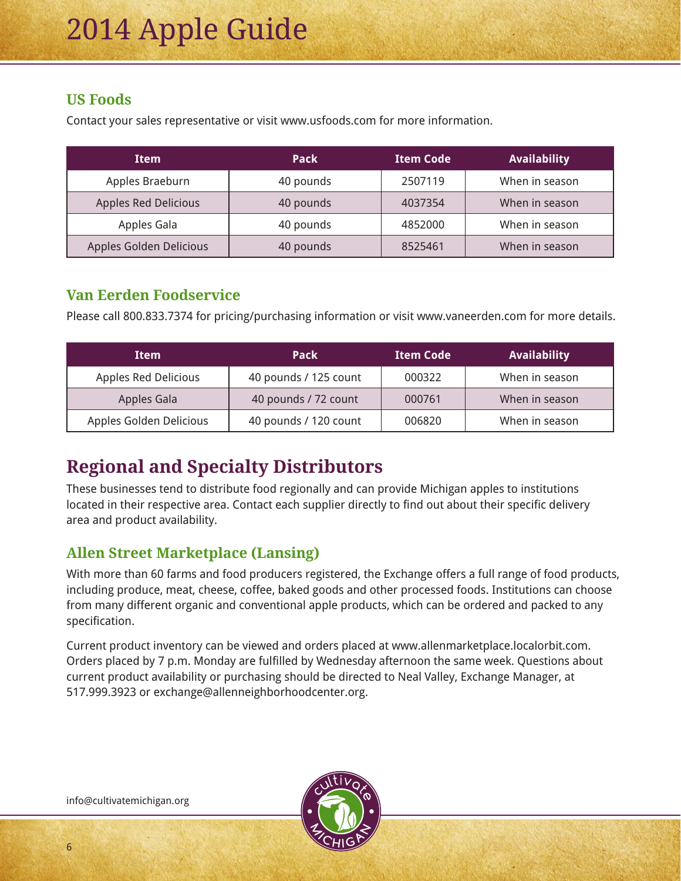### US Foods

Contact your sales representative or visit www.usfoods.com for more information.

| Item | Pack | Item Code | Availability |
|---|---|---|---|
| Apples Braeburn | 40 pounds | 2507119 | When in season |
| Apples Red Delicious | 40 pounds | 4037354 | When in season |
| Apples Gala | 40 pounds | 4852000 | When in season |
| Apples Golden Delicious | 40 pounds | 8525461 | When in season |

### Van Eerden Foodservice

Please call 800.833.7374 for pricing/purchasing information or visit www.vaneerden.com for more details.

| Item | Pack | Item Code | Availability |
|---|---|---|---|
| Apples Red Delicious | 40 pounds / 125 count | 000322 | When in season |
| Apples Gala | 40 pounds / 72 count | 000761 | When in season |
| Apples Golden Delicious | 40 pounds / 120 count | 006820 | When in season |

## Regional and Specialty Distributors

These businesses tend to distribute food regionally and can provide Michigan apples to institutions located in their respective area. Contact each supplier directly to find out about their specific delivery area and product availability.

### Allen Street Marketplace (Lansing)

With more than 60 farms and food producers registered, the Exchange offers a full range of food products, including produce, meat, cheese, coffee, baked goods and other processed foods. Institutions can choose from many different organic and conventional apple products, which can be ordered and packed to any specification.

Current product inventory can be viewed and orders placed at www.allenmarketplace.localorbit.com. Orders placed by 7 p.m. Monday are fulfilled by Wednesday afternoon the same week. Questions about current product availability or purchasing should be directed to Neal Valley, Exchange Manager, at 517.999.3923 or exchange@allenneighborhoodcenter.org.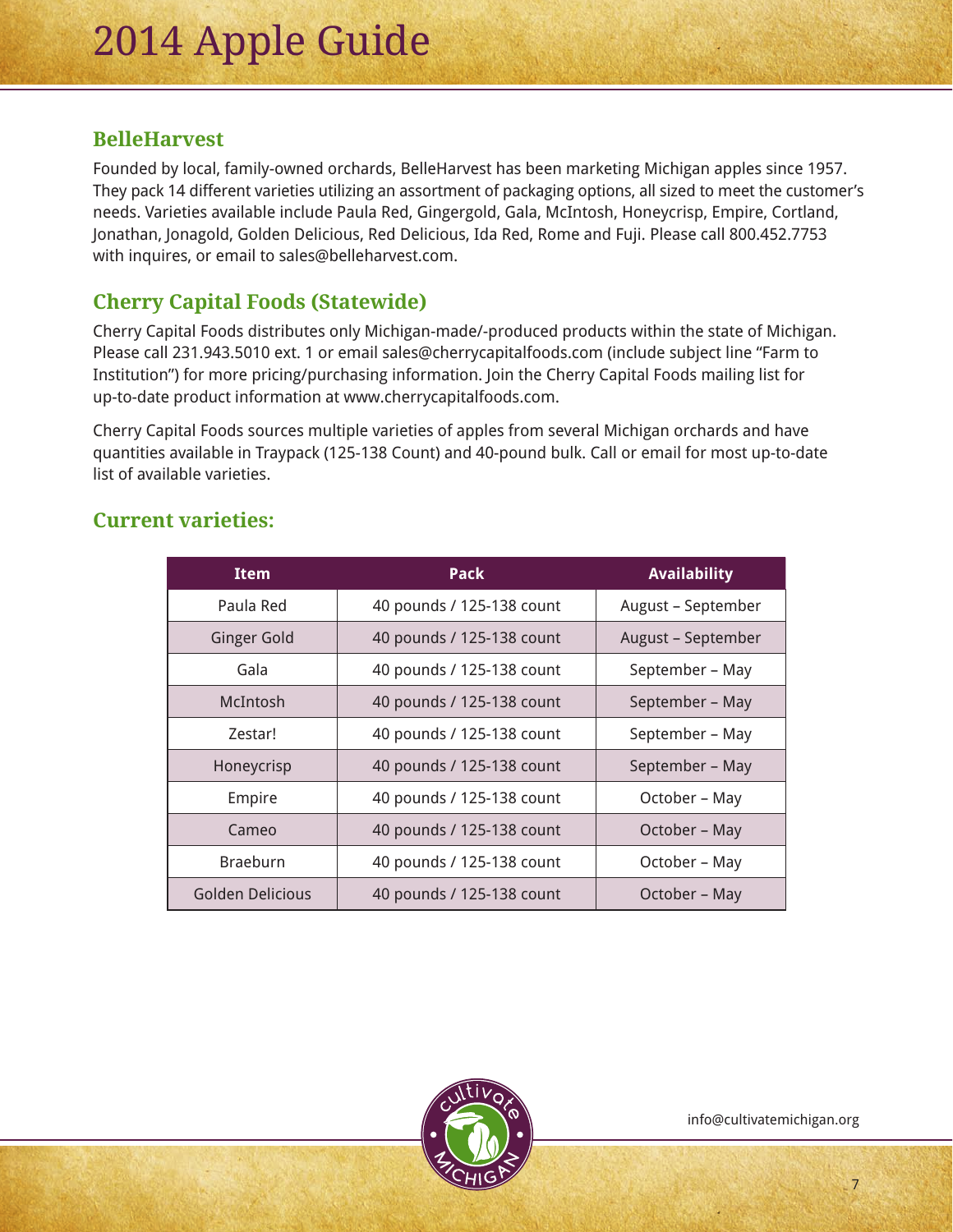## BelleHarvest

Founded by local, family-owned orchards, BelleHarvest has been marketing Michigan apples since 1957. They pack 14 different varieties utilizing an assortment of packaging options, all sized to meet the customer's needs. Varieties available include Paula Red, Gingergold, Gala, McIntosh, Honeycrisp, Empire, Cortland, Jonathan, Jonagold, Golden Delicious, Red Delicious, Ida Red, Rome and Fuji. Please call 800.452.7753 with inquires, or email to sales@belleharvest.com.

## Cherry Capital Foods (Statewide)

Cherry Capital Foods distributes only Michigan-made/-produced products within the state of Michigan. Please call 231.943.5010 ext. 1 or email sales@cherrycapitalfoods.com (include subject line "Farm to Institution") for more pricing/purchasing information. Join the Cherry Capital Foods mailing list for up-to-date product information at www.cherrycapitalfoods.com.

Cherry Capital Foods sources multiple varieties of apples from several Michigan orchards and have quantities available in Traypack (125-138 Count) and 40-pound bulk. Call or email for most up-to-date list of available varieties.

## Current varieties:

| Item | Pack | Availability |
|---|---|---|
| Paula Red | 40 pounds / 125-138 count | August – September |
| Ginger Gold | 40 pounds / 125-138 count | August – September |
| Gala | 40 pounds / 125-138 count | September – May |
| McIntosh | 40 pounds / 125-138 count | September – May |
| Zestar! | 40 pounds / 125-138 count | September – May |
| Honeycrisp | 40 pounds / 125-138 count | September – May |
| Empire | 40 pounds / 125-138 count | October – May |
| Cameo | 40 pounds / 125-138 count | October – May |
| Braeburn | 40 pounds / 125-138 count | October – May |
| Golden Delicious | 40 pounds / 125-138 count | October – May |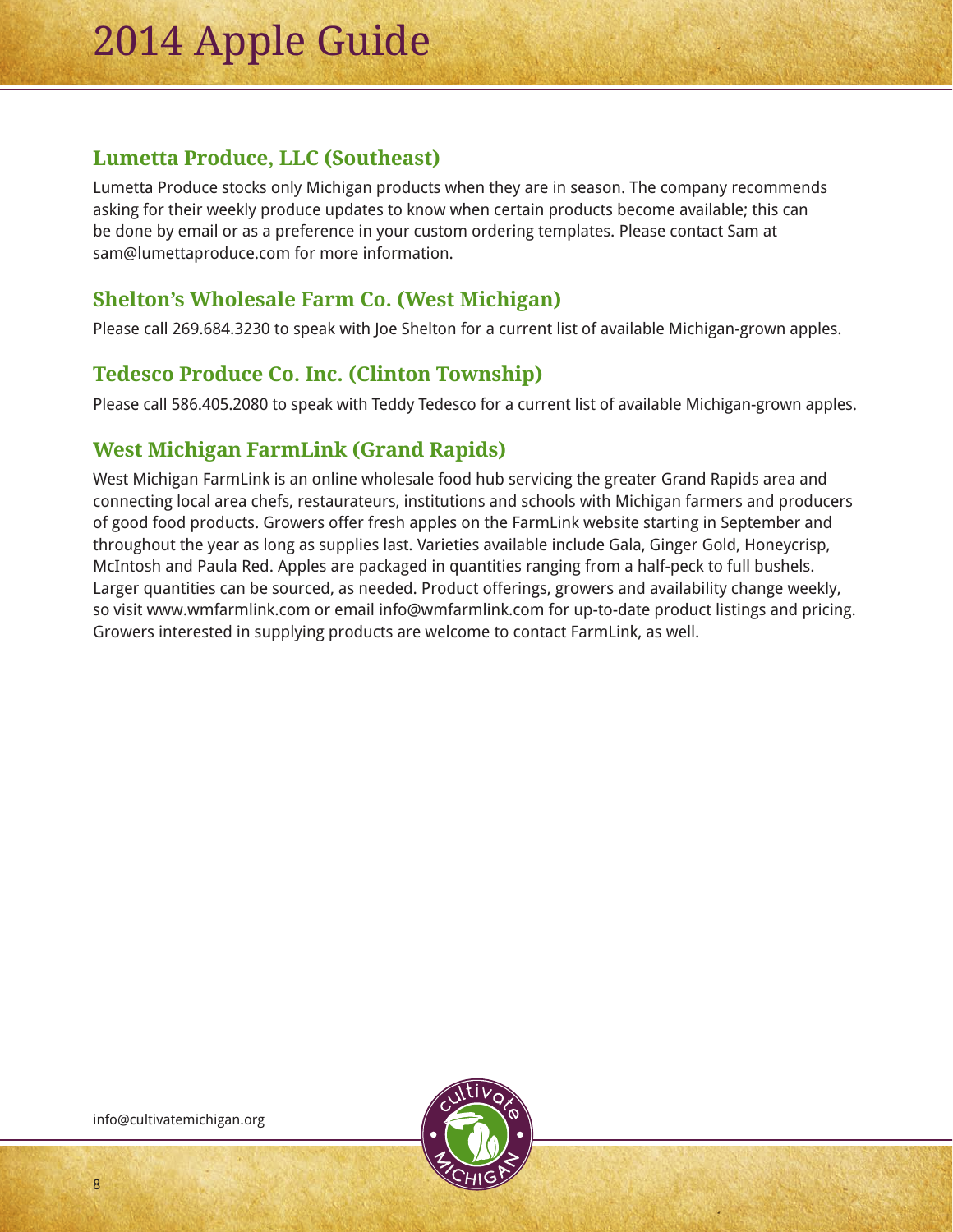## Lumetta Produce, LLC (Southeast)

Lumetta Produce stocks only Michigan products when they are in season. The company recommends asking for their weekly produce updates to know when certain products become available; this can be done by email or as a preference in your custom ordering templates. Please contact Sam at sam@lumettaproduce.com for more information.

## Shelton's Wholesale Farm Co. (West Michigan)

Please call 269.684.3230 to speak with Joe Shelton for a current list of available Michigan-grown apples.

## Tedesco Produce Co. Inc. (Clinton Township)

Please call 586.405.2080 to speak with Teddy Tedesco for a current list of available Michigan-grown apples.

## West Michigan FarmLink (Grand Rapids)

West Michigan FarmLink is an online wholesale food hub servicing the greater Grand Rapids area and connecting local area chefs, restaurateurs, institutions and schools with Michigan farmers and producers of good food products. Growers offer fresh apples on the FarmLink website starting in September and throughout the year as long as supplies last. Varieties available include Gala, Ginger Gold, Honeycrisp, McIntosh and Paula Red. Apples are packaged in quantities ranging from a half-peck to full bushels. Larger quantities can be sourced, as needed. Product offerings, growers and availability change weekly, so visit www.wmfarmlink.com or email info@wmfarmlink.com for up-to-date product listings and pricing. Growers interested in supplying products are welcome to contact FarmLink, as well.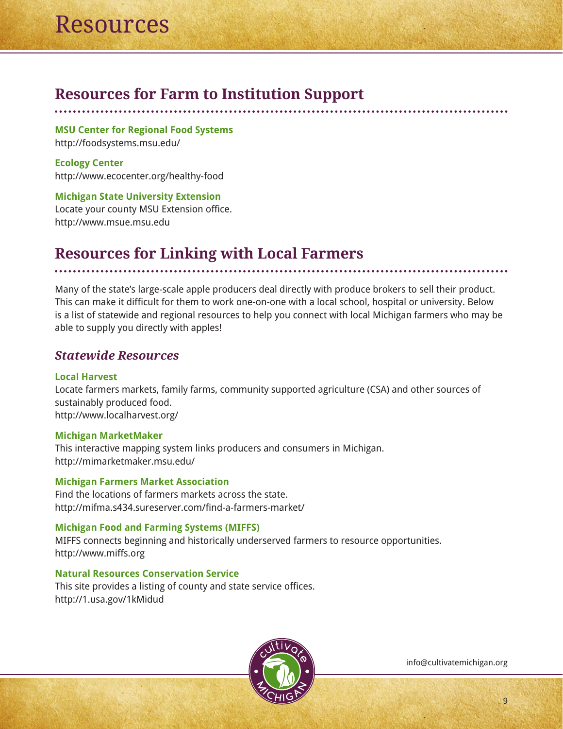# Resources

## Resources for Farm to Institution Support

**MSU Center for Regional Food Systems**
http://foodsystems.msu.edu/

**Ecology Center**
http://www.ecocenter.org/healthy-food

**Michigan State University Extension**
Locate your county MSU Extension office.
http://www.msue.msu.edu

## Resources for Linking with Local Farmers

Many of the state's large-scale apple producers deal directly with produce brokers to sell their product. This can make it difficult for them to work one-on-one with a local school, hospital or university. Below is a list of statewide and regional resources to help you connect with local Michigan farmers who may be able to supply you directly with apples!

### *Statewide Resources*

**Local Harvest**
Locate farmers markets, family farms, community supported agriculture (CSA) and other sources of sustainably produced food.
http://www.localharvest.org/

**Michigan MarketMaker**
This interactive mapping system links producers and consumers in Michigan.
http://mimarketmaker.msu.edu/

**Michigan Farmers Market Association**
Find the locations of farmers markets across the state.
http://mifma.s434.sureserver.com/find-a-farmers-market/

**Michigan Food and Farming Systems (MIFFS)**
MIFFS connects beginning and historically underserved farmers to resource opportunities.
http://www.miffs.org

**Natural Resources Conservation Service**
This site provides a listing of county and state service offices.
http://1.usa.gov/1kMidud

info@cultivatemichigan.org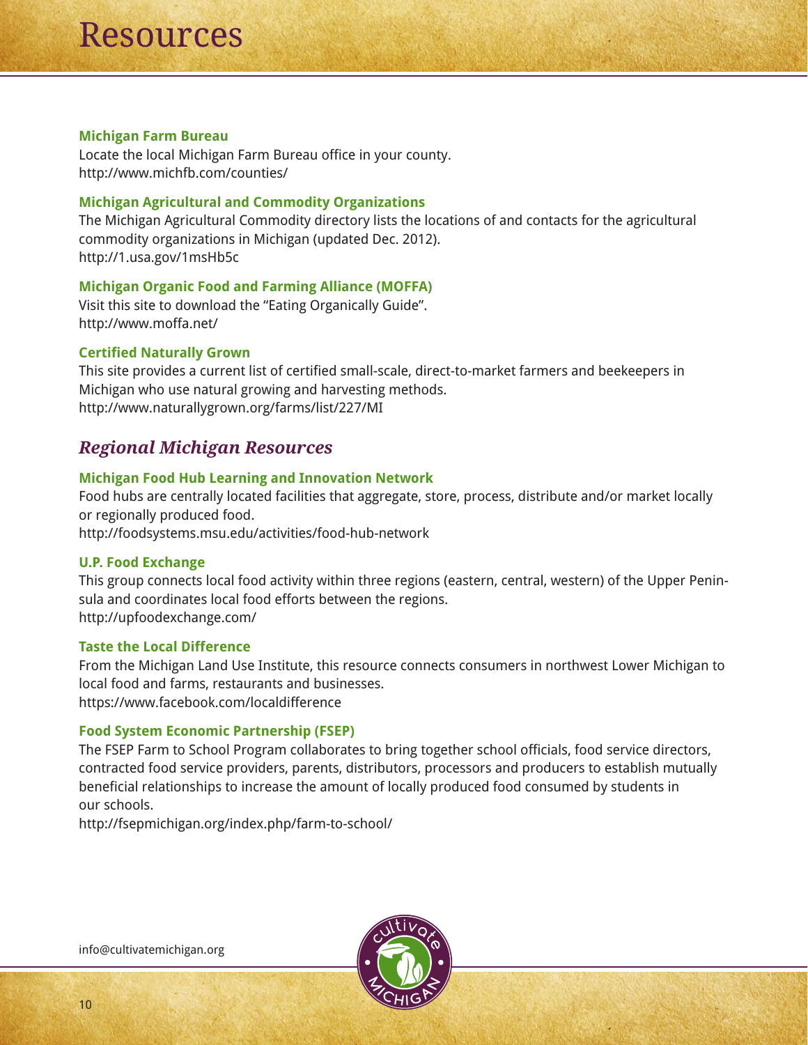# Resources

**Michigan Farm Bureau**

Locate the local Michigan Farm Bureau office in your county.
http://www.michfb.com/counties/

**Michigan Agricultural and Commodity Organizations**

The Michigan Agricultural Commodity directory lists the locations of and contacts for the agricultural commodity organizations in Michigan (updated Dec. 2012).
http://1.usa.gov/1msHb5c

**Michigan Organic Food and Farming Alliance (MOFFA)**

Visit this site to download the "Eating Organically Guide".
http://www.moffa.net/

**Certified Naturally Grown**

This site provides a current list of certified small-scale, direct-to-market farmers and beekeepers in Michigan who use natural growing and harvesting methods.
http://www.naturallygrown.org/farms/list/227/MI

## *Regional Michigan Resources*

**Michigan Food Hub Learning and Innovation Network**

Food hubs are centrally located facilities that aggregate, store, process, distribute and/or market locally or regionally produced food.
http://foodsystems.msu.edu/activities/food-hub-network

**U.P. Food Exchange**

This group connects local food activity within three regions (eastern, central, western) of the Upper Peninsula and coordinates local food efforts between the regions.
http://upfoodexchange.com/

**Taste the Local Difference**

From the Michigan Land Use Institute, this resource connects consumers in northwest Lower Michigan to local food and farms, restaurants and businesses.
https://www.facebook.com/localdifference

**Food System Economic Partnership (FSEP)**

The FSEP Farm to School Program collaborates to bring together school officials, food service directors, contracted food service providers, parents, distributors, processors and producers to establish mutually beneficial relationships to increase the amount of locally produced food consumed by students in our schools.
http://fsepmichigan.org/index.php/farm-to-school/

info@cultivatemichigan.org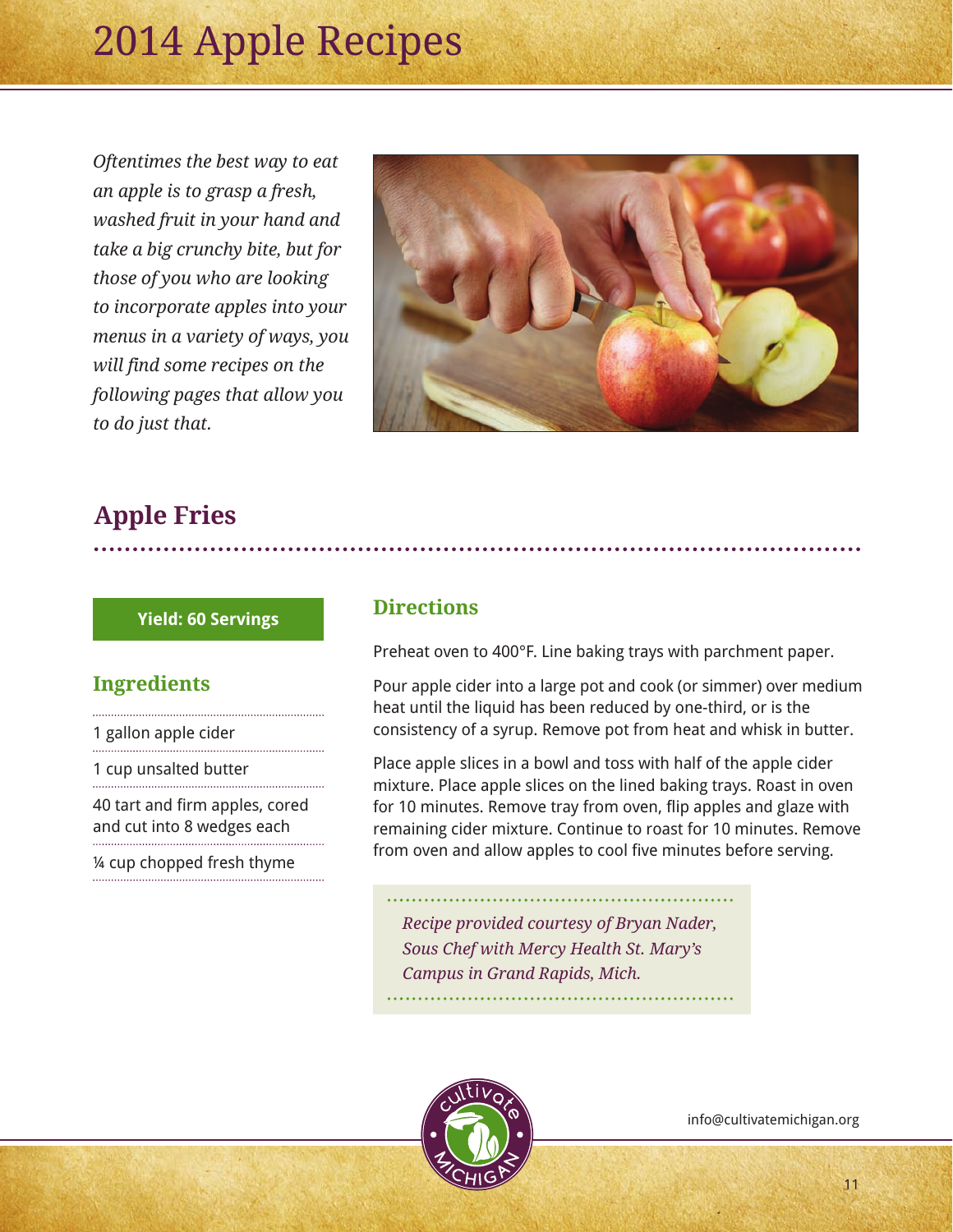# 2014 Apple Recipes

*Oftentimes the best way to eat an apple is to grasp a fresh, washed fruit in your hand and take a big crunchy bite, but for those of you who are looking to incorporate apples into your menus in a variety of ways, you will find some recipes on the following pages that allow you to do just that.*

## Apple Fries

**Yield: 60 Servings**

### Ingredients

- 1 gallon apple cider
- 1 cup unsalted butter
- 40 tart and firm apples, cored and cut into 8 wedges each
- ¼ cup chopped fresh thyme

### Directions

Preheat oven to 400°F. Line baking trays with parchment paper.

Pour apple cider into a large pot and cook (or simmer) over medium heat until the liquid has been reduced by one-third, or is the consistency of a syrup. Remove pot from heat and whisk in butter.

Place apple slices in a bowl and toss with half of the apple cider mixture. Place apple slices on the lined baking trays. Roast in oven for 10 minutes. Remove tray from oven, flip apples and glaze with remaining cider mixture. Continue to roast for 10 minutes. Remove from oven and allow apples to cool five minutes before serving.

*Recipe provided courtesy of Bryan Nader, Sous Chef with Mercy Health St. Mary's Campus in Grand Rapids, Mich.*

info@cultivatemichigan.org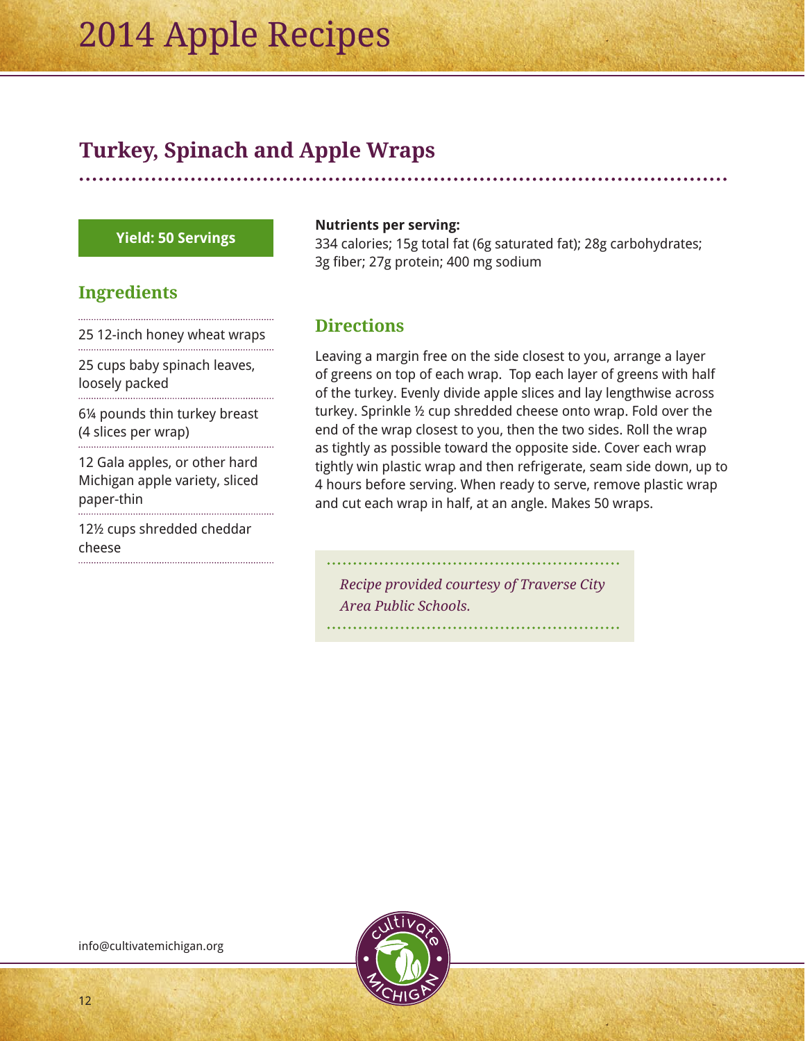## Turkey, Spinach and Apple Wraps

**Yield: 50 Servings**

### Ingredients

- 25 12-inch honey wheat wraps
- 25 cups baby spinach leaves, loosely packed
- 6¼ pounds thin turkey breast (4 slices per wrap)
- 12 Gala apples, or other hard Michigan apple variety, sliced paper-thin
- 12½ cups shredded cheddar cheese

**Nutrients per serving:**
334 calories; 15g total fat (6g saturated fat); 28g carbohydrates; 3g fiber; 27g protein; 400 mg sodium

### Directions

Leaving a margin free on the side closest to you, arrange a layer of greens on top of each wrap. Top each layer of greens with half of the turkey. Evenly divide apple slices and lay lengthwise across turkey. Sprinkle ½ cup shredded cheese onto wrap. Fold over the end of the wrap closest to you, then the two sides. Roll the wrap as tightly as possible toward the opposite side. Cover each wrap tightly win plastic wrap and then refrigerate, seam side down, up to 4 hours before serving. When ready to serve, remove plastic wrap and cut each wrap in half, at an angle. Makes 50 wraps.

*Recipe provided courtesy of Traverse City Area Public Schools.*

info@cultivatemichigan.org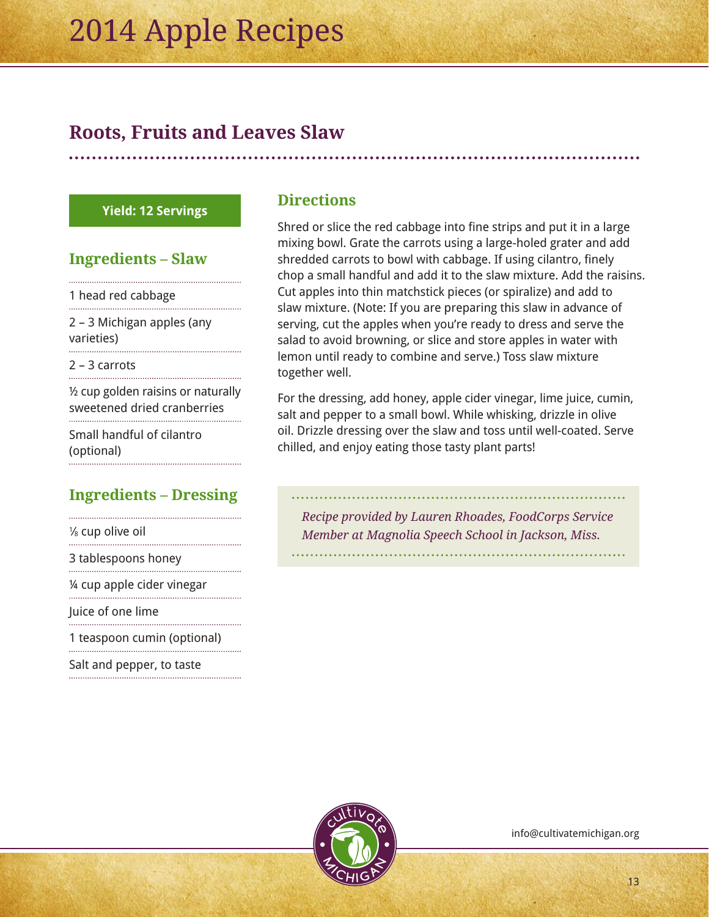## Roots, Fruits and Leaves Slaw

**Yield: 12 Servings**

### Ingredients – Slaw

- 1 head red cabbage
- 2 – 3 Michigan apples (any varieties)
- 2 – 3 carrots
- ½ cup golden raisins or naturally sweetened dried cranberries
- Small handful of cilantro (optional)

### Ingredients – Dressing

- ⅛ cup olive oil
- 3 tablespoons honey
- ¼ cup apple cider vinegar
- Juice of one lime
- 1 teaspoon cumin (optional)
- Salt and pepper, to taste

### Directions

Shred or slice the red cabbage into fine strips and put it in a large mixing bowl. Grate the carrots using a large-holed grater and add shredded carrots to bowl with cabbage. If using cilantro, finely chop a small handful and add it to the slaw mixture. Add the raisins. Cut apples into thin matchstick pieces (or spiralize) and add to slaw mixture. (Note: If you are preparing this slaw in advance of serving, cut the apples when you're ready to dress and serve the salad to avoid browning, or slice and store apples in water with lemon until ready to combine and serve.) Toss slaw mixture together well.

For the dressing, add honey, apple cider vinegar, lime juice, cumin, salt and pepper to a small bowl. While whisking, drizzle in olive oil. Drizzle dressing over the slaw and toss until well-coated. Serve chilled, and enjoy eating those tasty plant parts!

*Recipe provided by Lauren Rhoades, FoodCorps Service Member at Magnolia Speech School in Jackson, Miss.*

info@cultivatemichigan.org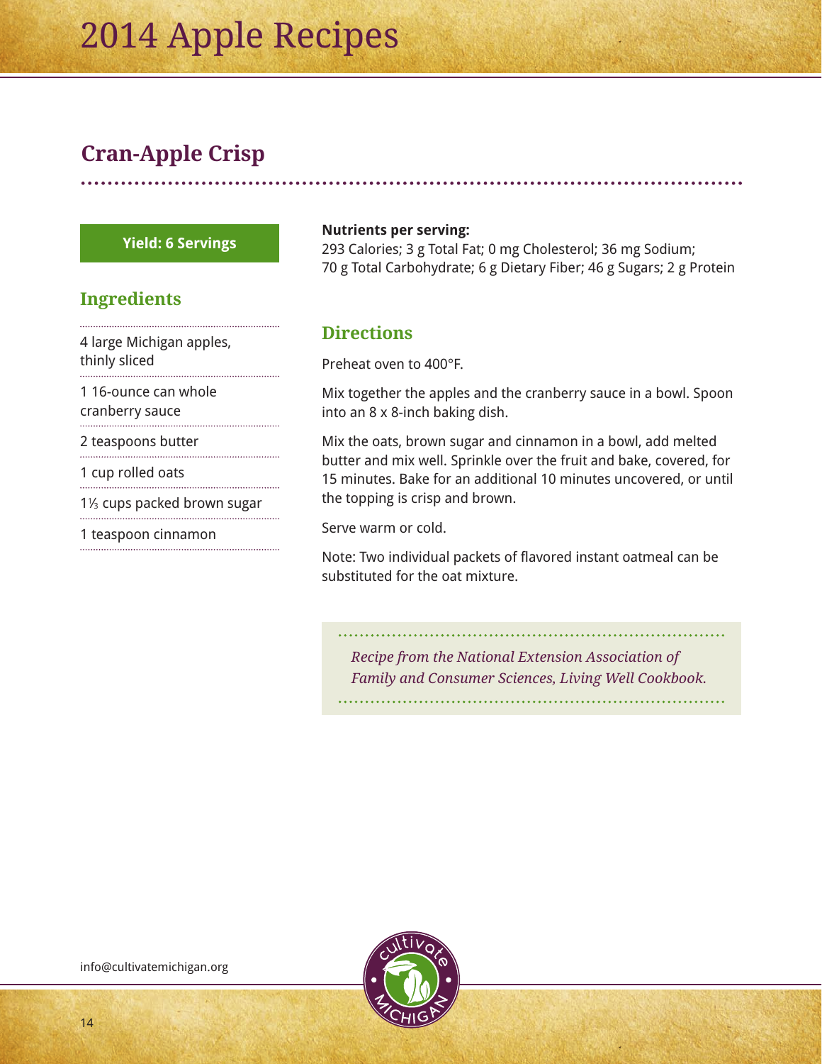# Cran-Apple Crisp

**Yield: 6 Servings**

## Ingredients

- 4 large Michigan apples, thinly sliced
- 1 16-ounce can whole cranberry sauce
- 2 teaspoons butter
- 1 cup rolled oats
- 1⅓ cups packed brown sugar
- 1 teaspoon cinnamon

**Nutrients per serving:**
293 Calories; 3 g Total Fat; 0 mg Cholesterol; 36 mg Sodium; 70 g Total Carbohydrate; 6 g Dietary Fiber; 46 g Sugars; 2 g Protein

## Directions

Preheat oven to 400°F.

Mix together the apples and the cranberry sauce in a bowl. Spoon into an 8 x 8-inch baking dish.

Mix the oats, brown sugar and cinnamon in a bowl, add melted butter and mix well. Sprinkle over the fruit and bake, covered, for 15 minutes. Bake for an additional 10 minutes uncovered, or until the topping is crisp and brown.

Serve warm or cold.

Note: Two individual packets of flavored instant oatmeal can be substituted for the oat mixture.

*Recipe from the National Extension Association of Family and Consumer Sciences, Living Well Cookbook.*

info@cultivatemichigan.org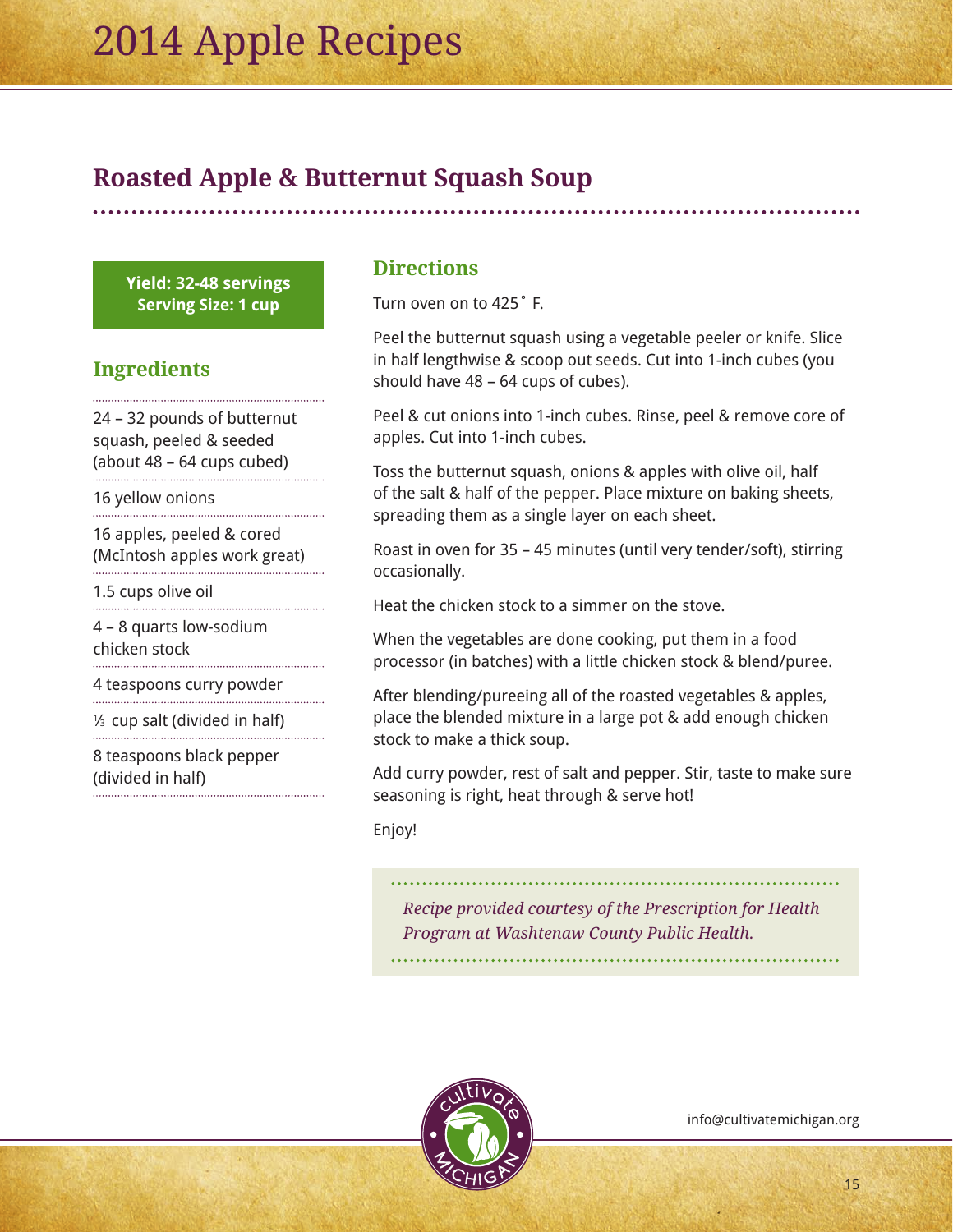## Roasted Apple & Butternut Squash Soup

**Yield: 32-48 servings**
**Serving Size: 1 cup**

### Ingredients

- 24 – 32 pounds of butternut squash, peeled & seeded (about 48 – 64 cups cubed)
- 16 yellow onions
- 16 apples, peeled & cored (McIntosh apples work great)
- 1.5 cups olive oil
- 4 – 8 quarts low-sodium chicken stock
- 4 teaspoons curry powder
- ⅓ cup salt (divided in half)
- 8 teaspoons black pepper (divided in half)

### Directions

Turn oven on to 425˚ F.

Peel the butternut squash using a vegetable peeler or knife. Slice in half lengthwise & scoop out seeds. Cut into 1-inch cubes (you should have 48 – 64 cups of cubes).

Peel & cut onions into 1-inch cubes. Rinse, peel & remove core of apples. Cut into 1-inch cubes.

Toss the butternut squash, onions & apples with olive oil, half of the salt & half of the pepper. Place mixture on baking sheets, spreading them as a single layer on each sheet.

Roast in oven for 35 – 45 minutes (until very tender/soft), stirring occasionally.

Heat the chicken stock to a simmer on the stove.

When the vegetables are done cooking, put them in a food processor (in batches) with a little chicken stock & blend/puree.

After blending/pureeing all of the roasted vegetables & apples, place the blended mixture in a large pot & add enough chicken stock to make a thick soup.

Add curry powder, rest of salt and pepper. Stir, taste to make sure seasoning is right, heat through & serve hot!

Enjoy!

*Recipe provided courtesy of the Prescription for Health Program at Washtenaw County Public Health.*

info@cultivatemichigan.org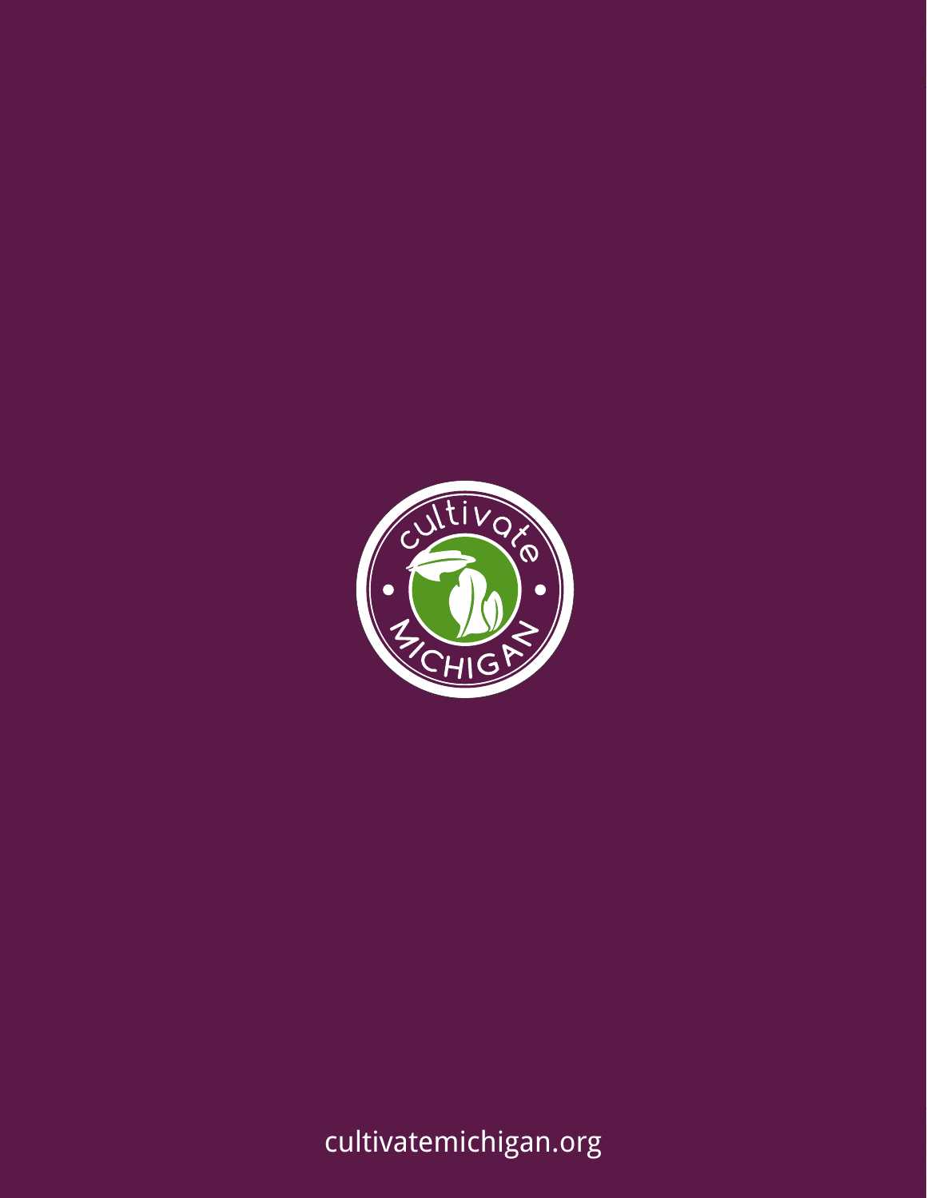cultivate

MICHIGAN

cultivatemichigan.org